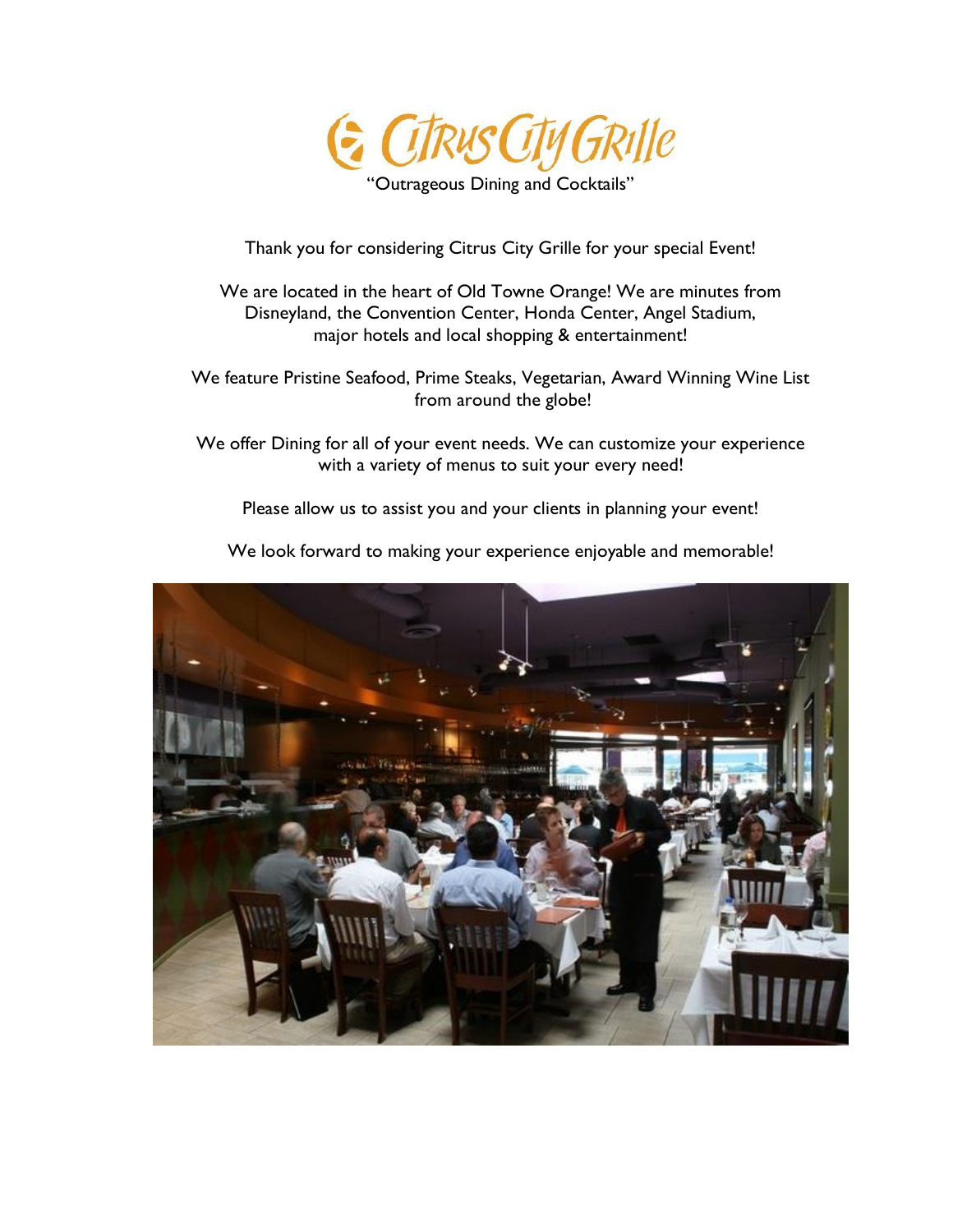# Citrus City Grille

"Outrageous Dining and Cocktails"

Thank you for considering Citrus City Grille for your special Event!

We are located in the heart of Old Towne Orange! We are minutes from Disneyland, the Convention Center, Honda Center, Angel Stadium, major hotels and local shopping & entertainment!

We feature Pristine Seafood, Prime Steaks, Vegetarian, Award Winning Wine List from around the globe!

We offer Dining for all of your event needs. We can customize your experience with a variety of menus to suit your every need!

Please allow us to assist you and your clients in planning your event!

We look forward to making your experience enjoyable and memorable!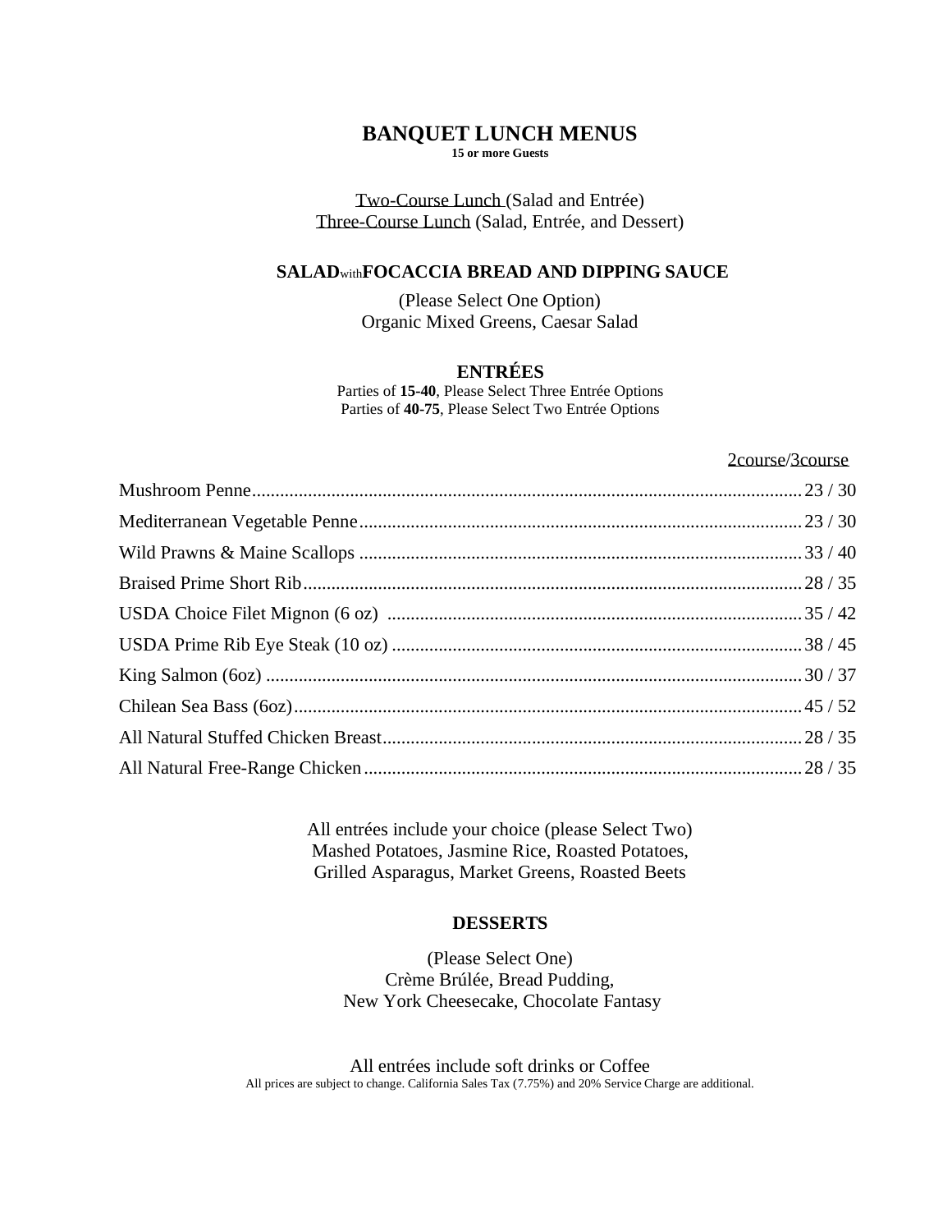# BANQUET LUNCH MENUS

**15 or more Guests**

Two-Course Lunch (Salad and Entrée)
Three-Course Lunch (Salad, Entrée, and Dessert)

## SALAD with FOCACCIA BREAD AND DIPPING SAUCE

(Please Select One Option)
Organic Mixed Greens, Caesar Salad

## ENTRÉES

Parties of **15-40**, Please Select Three Entrée Options
Parties of **40-75**, Please Select Two Entrée Options

| | 2course/3course |
|---|---|
| Mushroom Penne | 23 / 30 |
| Mediterranean Vegetable Penne | 23 / 30 |
| Wild Prawns & Maine Scallops | 33 / 40 |
| Braised Prime Short Rib | 28 / 35 |
| USDA Choice Filet Mignon (6 oz) | 35 / 42 |
| USDA Prime Rib Eye Steak (10 oz) | 38 / 45 |
| King Salmon (6oz) | 30 / 37 |
| Chilean Sea Bass (6oz) | 45 / 52 |
| All Natural Stuffed Chicken Breast | 28 / 35 |
| All Natural Free-Range Chicken | 28 / 35 |

All entrées include your choice (please Select Two)
Mashed Potatoes, Jasmine Rice, Roasted Potatoes,
Grilled Asparagus, Market Greens, Roasted Beets

## DESSERTS

(Please Select One)
Crème Brúlée, Bread Pudding,
New York Cheesecake, Chocolate Fantasy

All entrées include soft drinks or Coffee

All prices are subject to change. California Sales Tax (7.75%) and 20% Service Charge are additional.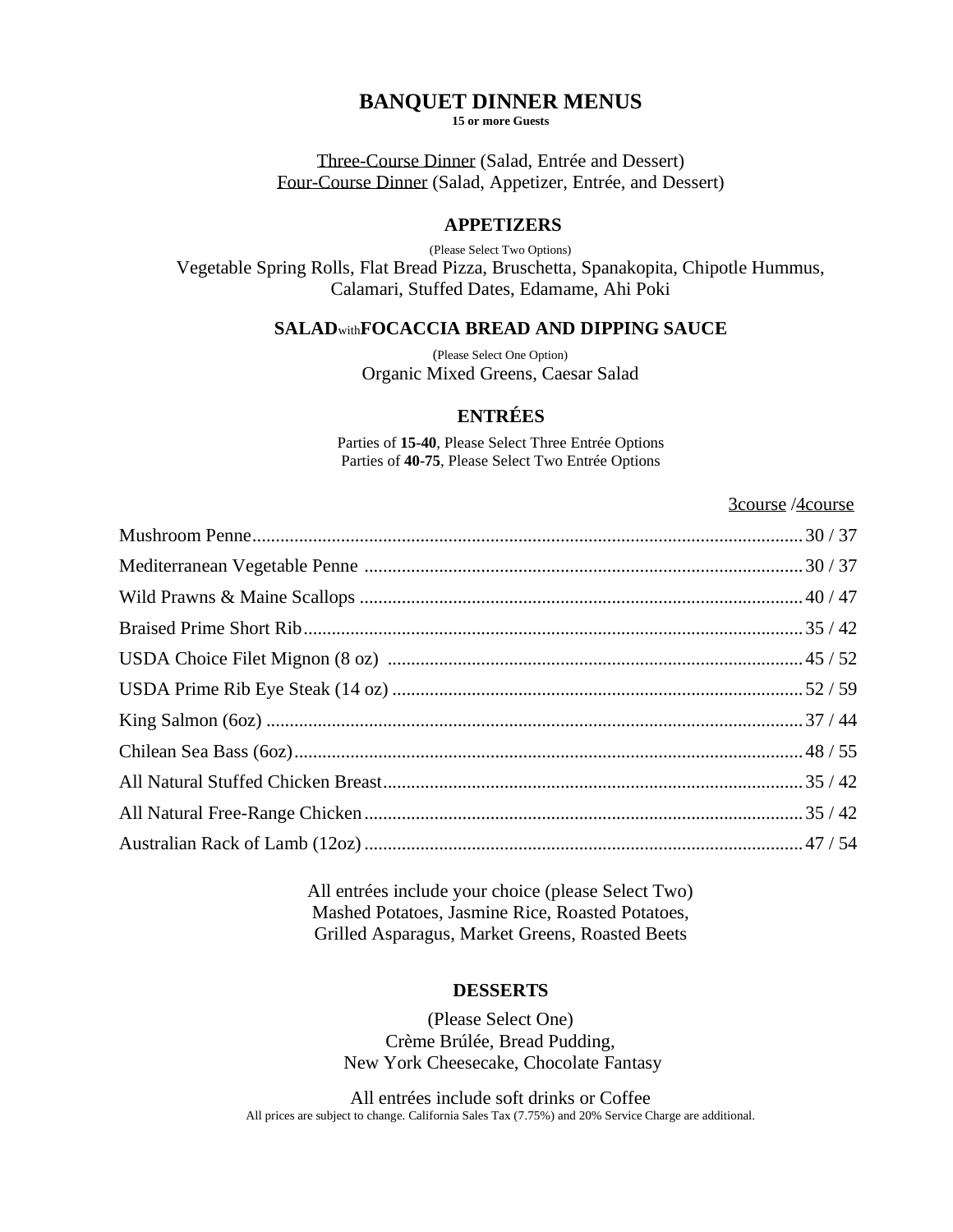# BANQUET DINNER MENUS

**15 or more Guests**

Three-Course Dinner (Salad, Entrée and Dessert)
Four-Course Dinner (Salad, Appetizer, Entrée, and Dessert)

## APPETIZERS

(Please Select Two Options)
Vegetable Spring Rolls, Flat Bread Pizza, Bruschetta, Spanakopita, Chipotle Hummus, Calamari, Stuffed Dates, Edamame, Ahi Poki

## SALAD with FOCACCIA BREAD AND DIPPING SAUCE

(Please Select One Option)
Organic Mixed Greens, Caesar Salad

## ENTRÉES

Parties of **15-40**, Please Select Three Entrée Options
Parties of **40-75**, Please Select Two Entrée Options

| | 3course / 4course |
|---|---|
| Mushroom Penne | 30 / 37 |
| Mediterranean Vegetable Penne | 30 / 37 |
| Wild Prawns & Maine Scallops | 40 / 47 |
| Braised Prime Short Rib | 35 / 42 |
| USDA Choice Filet Mignon (8 oz) | 45 / 52 |
| USDA Prime Rib Eye Steak (14 oz) | 52 / 59 |
| King Salmon (6oz) | 37 / 44 |
| Chilean Sea Bass (6oz) | 48 / 55 |
| All Natural Stuffed Chicken Breast | 35 / 42 |
| All Natural Free-Range Chicken | 35 / 42 |
| Australian Rack of Lamb (12oz) | 47 / 54 |

All entrées include your choice (please Select Two)
Mashed Potatoes, Jasmine Rice, Roasted Potatoes,
Grilled Asparagus, Market Greens, Roasted Beets

## DESSERTS

(Please Select One)
Crème Brúlée, Bread Pudding,
New York Cheesecake, Chocolate Fantasy

All entrées include soft drinks or Coffee

All prices are subject to change. California Sales Tax (7.75%) and 20% Service Charge are additional.